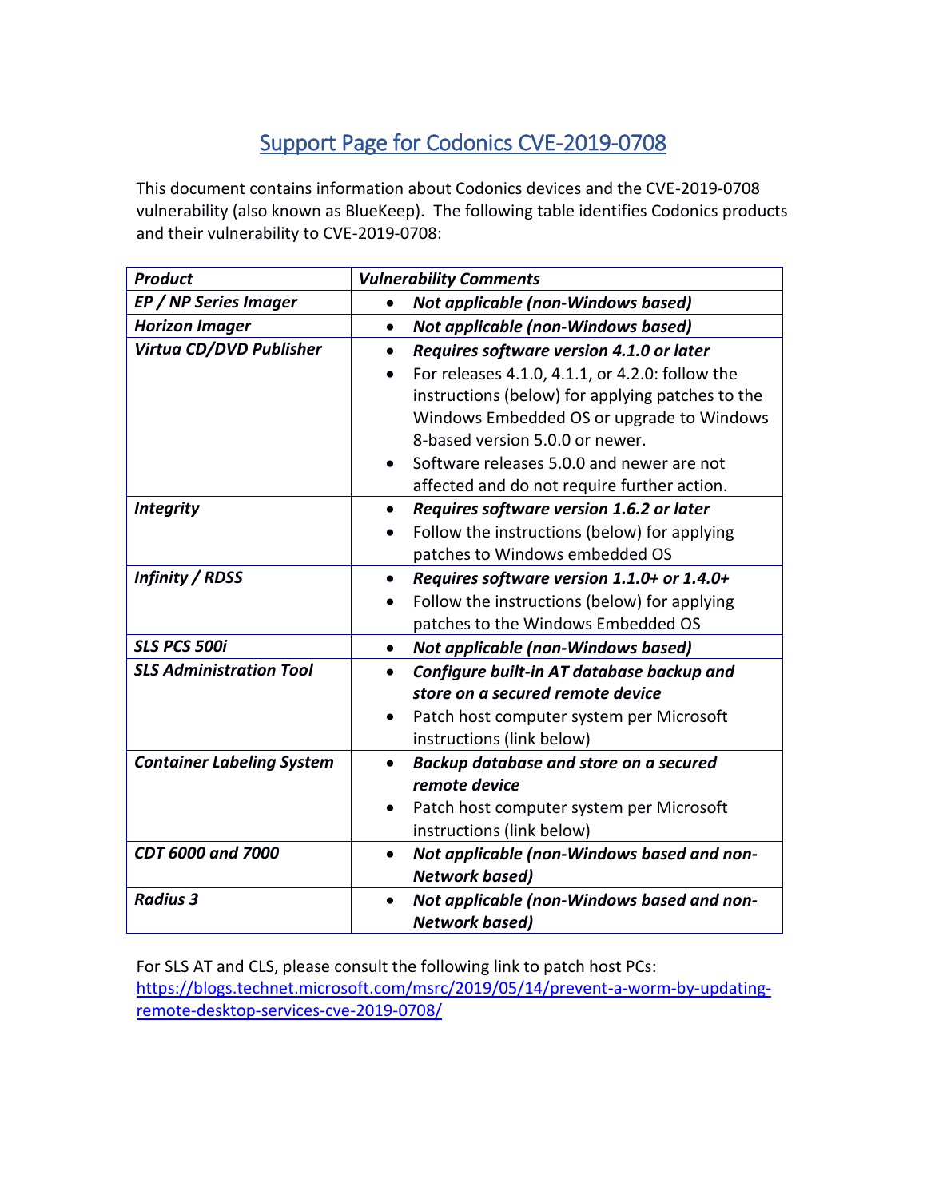# Support Page for Codonics CVE-2019-0708

This document contains information about Codonics devices and the CVE-2019-0708 vulnerability (also known as BlueKeep). The following table identifies Codonics products and their vulnerability to CVE-2019-0708:

| ***Product*** | ***Vulnerability Comments*** |
|---|---|
| ***EP / NP Series Imager*** | • ***Not applicable (non-Windows based)*** |
| ***Horizon Imager*** | • ***Not applicable (non-Windows based)*** |
| ***Virtua CD/DVD Publisher*** | • ***Requires software version 4.1.0 or later***<br>• For releases 4.1.0, 4.1.1, or 4.2.0: follow the instructions (below) for applying patches to the Windows Embedded OS or upgrade to Windows 8-based version 5.0.0 or newer.<br>• Software releases 5.0.0 and newer are not affected and do not require further action. |
| ***Integrity*** | • ***Requires software version 1.6.2 or later***<br>• Follow the instructions (below) for applying patches to Windows embedded OS |
| ***Infinity / RDSS*** | • ***Requires software version 1.1.0+ or 1.4.0+***<br>• Follow the instructions (below) for applying patches to the Windows Embedded OS |
| ***SLS PCS 500i*** | • ***Not applicable (non-Windows based)*** |
| ***SLS Administration Tool*** | • ***Configure built-in AT database backup and store on a secured remote device***<br>• Patch host computer system per Microsoft instructions (link below) |
| ***Container Labeling System*** | • ***Backup database and store on a secured remote device***<br>• Patch host computer system per Microsoft instructions (link below) |
| ***CDT 6000 and 7000*** | • ***Not applicable (non-Windows based and non-Network based)*** |
| ***Radius 3*** | • ***Not applicable (non-Windows based and non-Network based)*** |

For SLS AT and CLS, please consult the following link to patch host PCs:
https://blogs.technet.microsoft.com/msrc/2019/05/14/prevent-a-worm-by-updating-remote-desktop-services-cve-2019-0708/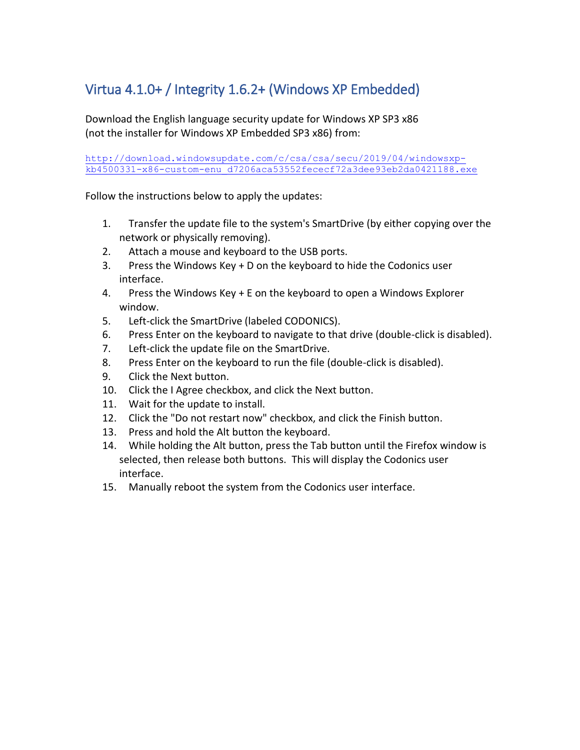## Virtua 4.1.0+ / Integrity 1.6.2+ (Windows XP Embedded)

Download the English language security update for Windows XP SP3 x86
(not the installer for Windows XP Embedded SP3 x86) from:

http://download.windowsupdate.com/c/csa/csa/secu/2019/04/windowsxp-kb4500331-x86-custom-enu_d7206aca53552fececf72a3dee93eb2da0421188.exe

Follow the instructions below to apply the updates:

1. Transfer the update file to the system's SmartDrive (by either copying over the network or physically removing).
2. Attach a mouse and keyboard to the USB ports.
3. Press the Windows Key + D on the keyboard to hide the Codonics user interface.
4. Press the Windows Key + E on the keyboard to open a Windows Explorer window.
5. Left-click the SmartDrive (labeled CODONICS).
6. Press Enter on the keyboard to navigate to that drive (double-click is disabled).
7. Left-click the update file on the SmartDrive.
8. Press Enter on the keyboard to run the file (double-click is disabled).
9. Click the Next button.
10. Click the I Agree checkbox, and click the Next button.
11. Wait for the update to install.
12. Click the "Do not restart now" checkbox, and click the Finish button.
13. Press and hold the Alt button the keyboard.
14. While holding the Alt button, press the Tab button until the Firefox window is selected, then release both buttons. This will display the Codonics user interface.
15. Manually reboot the system from the Codonics user interface.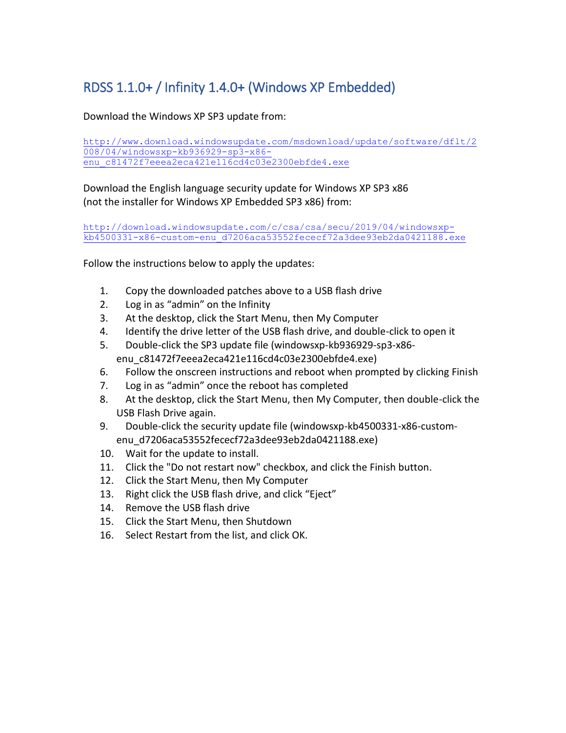## RDSS 1.1.0+ / Infinity 1.4.0+ (Windows XP Embedded)

Download the Windows XP SP3 update from:

http://www.download.windowsupdate.com/msdownload/update/software/dflt/2008/04/windowsxp-kb936929-sp3-x86-enu_c81472f7eeea2eca421e116cd4c03e2300ebfde4.exe

Download the English language security update for Windows XP SP3 x86 (not the installer for Windows XP Embedded SP3 x86) from:

http://download.windowsupdate.com/c/csa/csa/secu/2019/04/windowsxp-kb4500331-x86-custom-enu_d7206aca53552fececf72a3dee93eb2da0421188.exe

Follow the instructions below to apply the updates:

1. Copy the downloaded patches above to a USB flash drive
2. Log in as “admin” on the Infinity
3. At the desktop, click the Start Menu, then My Computer
4. Identify the drive letter of the USB flash drive, and double-click to open it
5. Double-click the SP3 update file (windowsxp-kb936929-sp3-x86-enu_c81472f7eeea2eca421e116cd4c03e2300ebfde4.exe)
6. Follow the onscreen instructions and reboot when prompted by clicking Finish
7. Log in as “admin” once the reboot has completed
8. At the desktop, click the Start Menu, then My Computer, then double-click the USB Flash Drive again.
9. Double-click the security update file (windowsxp-kb4500331-x86-custom-enu_d7206aca53552fececf72a3dee93eb2da0421188.exe)
10. Wait for the update to install.
11. Click the "Do not restart now" checkbox, and click the Finish button.
12. Click the Start Menu, then My Computer
13. Right click the USB flash drive, and click “Eject”
14. Remove the USB flash drive
15. Click the Start Menu, then Shutdown
16. Select Restart from the list, and click OK.